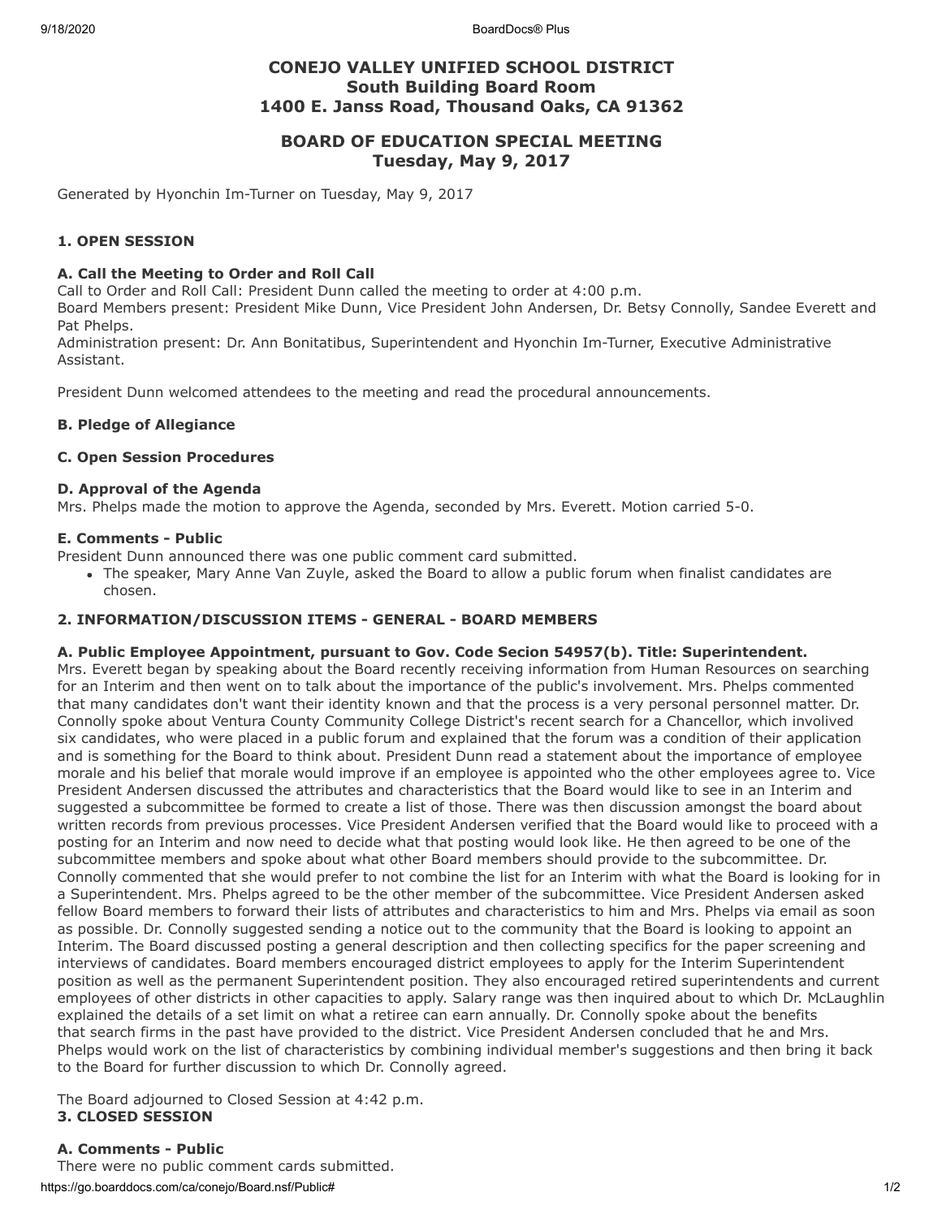# CONEJO VALLEY UNIFIED SCHOOL DISTRICT
## South Building Board Room
## 1400 E. Janss Road, Thousand Oaks, CA 91362

## BOARD OF EDUCATION SPECIAL MEETING
## Tuesday, May 9, 2017

Generated by Hyonchin Im-Turner on Tuesday, May 9, 2017

### 1. OPEN SESSION

#### A. Call the Meeting to Order and Roll Call

Call to Order and Roll Call: President Dunn called the meeting to order at 4:00 p.m.
Board Members present: President Mike Dunn, Vice President John Andersen, Dr. Betsy Connolly, Sandee Everett and Pat Phelps.
Administration present: Dr. Ann Bonitatibus, Superintendent and Hyonchin Im-Turner, Executive Administrative Assistant.

President Dunn welcomed attendees to the meeting and read the procedural announcements.

#### B. Pledge of Allegiance

#### C. Open Session Procedures

#### D. Approval of the Agenda

Mrs. Phelps made the motion to approve the Agenda, seconded by Mrs. Everett. Motion carried 5-0.

#### E. Comments - Public

President Dunn announced there was one public comment card submitted.

- The speaker, Mary Anne Van Zuyle, asked the Board to allow a public forum when finalist candidates are chosen.

### 2. INFORMATION/DISCUSSION ITEMS - GENERAL - BOARD MEMBERS

#### A. Public Employee Appointment, pursuant to Gov. Code Secion 54957(b). Title: Superintendent.

Mrs. Everett began by speaking about the Board recently receiving information from Human Resources on searching for an Interim and then went on to talk about the importance of the public's involvement. Mrs. Phelps commented that many candidates don't want their identity known and that the process is a very personal personnel matter. Dr. Connolly spoke about Ventura County Community College District's recent search for a Chancellor, which involved six candidates, who were placed in a public forum and explained that the forum was a condition of their application and is something for the Board to think about. President Dunn read a statement about the importance of employee morale and his belief that morale would improve if an employee is appointed who the other employees agree to. Vice President Andersen discussed the attributes and characteristics that the Board would like to see in an Interim and suggested a subcommittee be formed to create a list of those. There was then discussion amongst the board about written records from previous processes. Vice President Andersen verified that the Board would like to proceed with a posting for an Interim and now need to decide what that posting would look like. He then agreed to be one of the subcommittee members and spoke about what other Board members should provide to the subcommittee. Dr. Connolly commented that she would prefer to not combine the list for an Interim with what the Board is looking for in a Superintendent. Mrs. Phelps agreed to be the other member of the subcommittee. Vice President Andersen asked fellow Board members to forward their lists of attributes and characteristics to him and Mrs. Phelps via email as soon as possible. Dr. Connolly suggested sending a notice out to the community that the Board is looking to appoint an Interim. The Board discussed posting a general description and then collecting specifics for the paper screening and interviews of candidates. Board members encouraged district employees to apply for the Interim Superintendent position as well as the permanent Superintendent position. They also encouraged retired superintendents and current employees of other districts in other capacities to apply. Salary range was then inquired about to which Dr. McLaughlin explained the details of a set limit on what a retiree can earn annually. Dr. Connolly spoke about the benefits that search firms in the past have provided to the district. Vice President Andersen concluded that he and Mrs. Phelps would work on the list of characteristics by combining individual member's suggestions and then bring it back to the Board for further discussion to which Dr. Connolly agreed.

The Board adjourned to Closed Session at 4:42 p.m.

### 3. CLOSED SESSION

#### A. Comments - Public

There were no public comment cards submitted.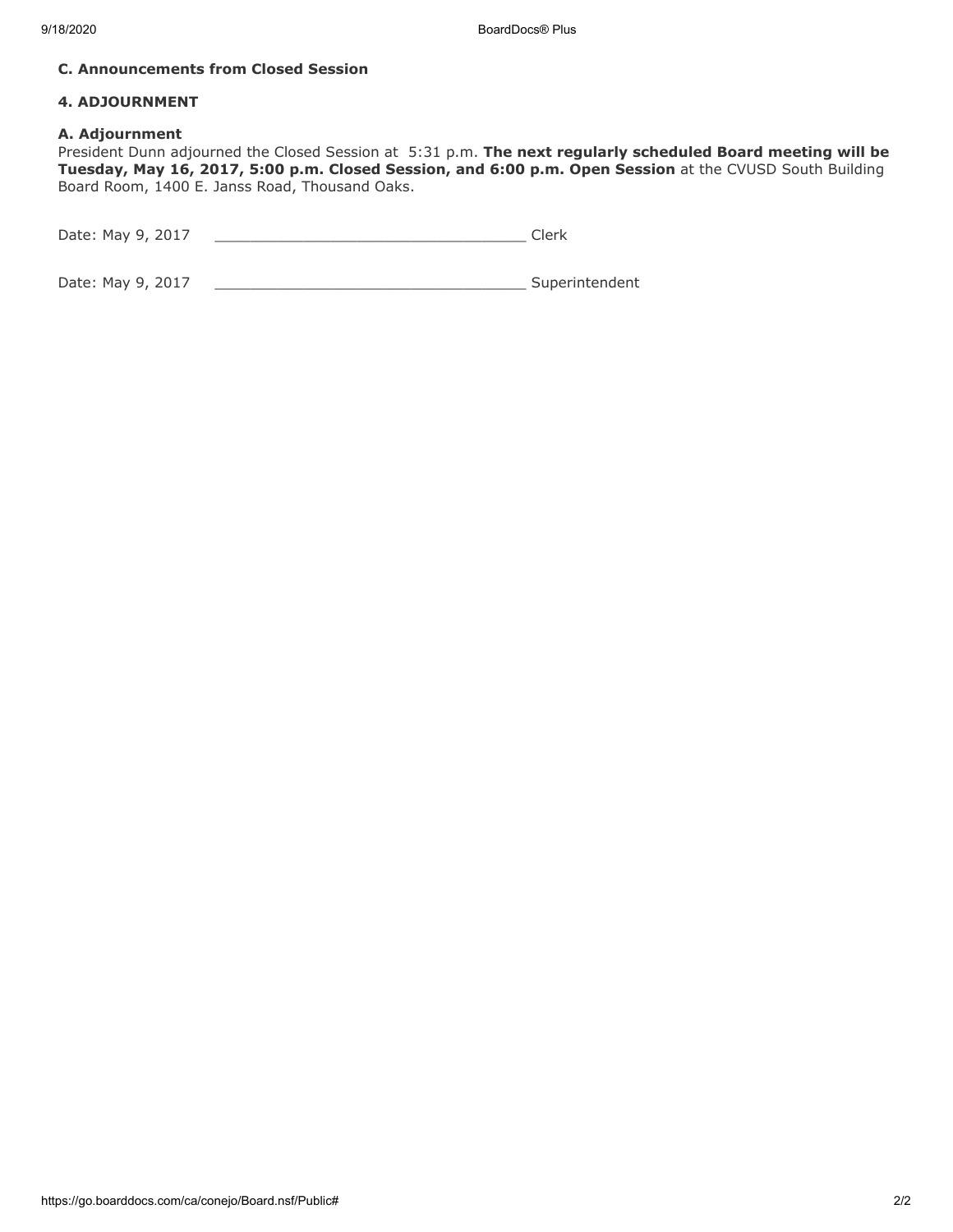**C. Announcements from Closed Session**

**4. ADJOURNMENT**

**A. Adjournment**

President Dunn adjourned the Closed Session at 5:31 p.m. **The next regularly scheduled Board meeting will be Tuesday, May 16, 2017, 5:00 p.m. Closed Session, and 6:00 p.m. Open Session** at the CVUSD South Building Board Room, 1400 E. Janss Road, Thousand Oaks.

Date: May 9, 2017 \_\_\_\_\_\_\_\_\_\_\_\_\_\_\_\_\_\_\_\_\_\_\_\_\_\_\_\_\_\_\_\_\_\_\_ Clerk

Date: May 9, 2017 \_\_\_\_\_\_\_\_\_\_\_\_\_\_\_\_\_\_\_\_\_\_\_\_\_\_\_\_\_\_\_\_\_\_\_ Superintendent